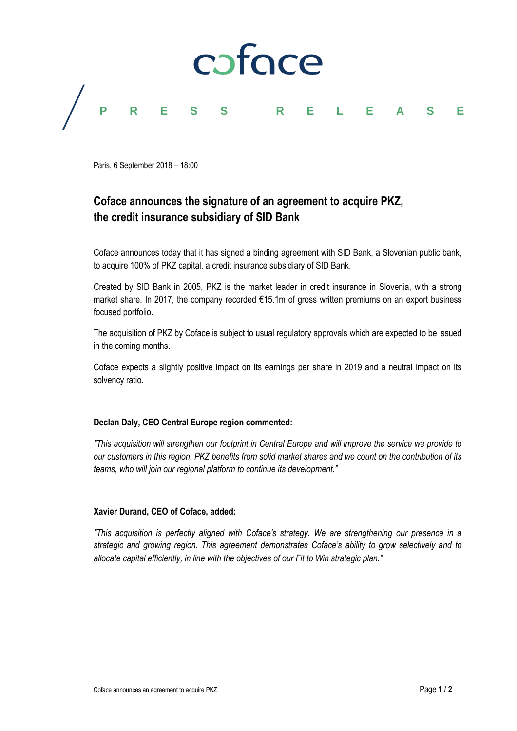coface

PRESS RELEASE

Paris, 6 September 2018 – 18:00

# Coface announces the signature of an agreement to acquire PKZ, the credit insurance subsidiary of SID Bank

Coface announces today that it has signed a binding agreement with SID Bank, a Slovenian public bank, to acquire 100% of PKZ capital, a credit insurance subsidiary of SID Bank.

Created by SID Bank in 2005, PKZ is the market leader in credit insurance in Slovenia, with a strong market share. In 2017, the company recorded €15.1m of gross written premiums on an export business focused portfolio.

The acquisition of PKZ by Coface is subject to usual regulatory approvals which are expected to be issued in the coming months.

Coface expects a slightly positive impact on its earnings per share in 2019 and a neutral impact on its solvency ratio.

**Declan Daly, CEO Central Europe region commented:**

*"This acquisition will strengthen our footprint in Central Europe and will improve the service we provide to our customers in this region. PKZ benefits from solid market shares and we count on the contribution of its teams, who will join our regional platform to continue its development."*

**Xavier Durand, CEO of Coface, added:**

*"This acquisition is perfectly aligned with Coface's strategy. We are strengthening our presence in a strategic and growing region. This agreement demonstrates Coface's ability to grow selectively and to allocate capital efficiently, in line with the objectives of our Fit to Win strategic plan."*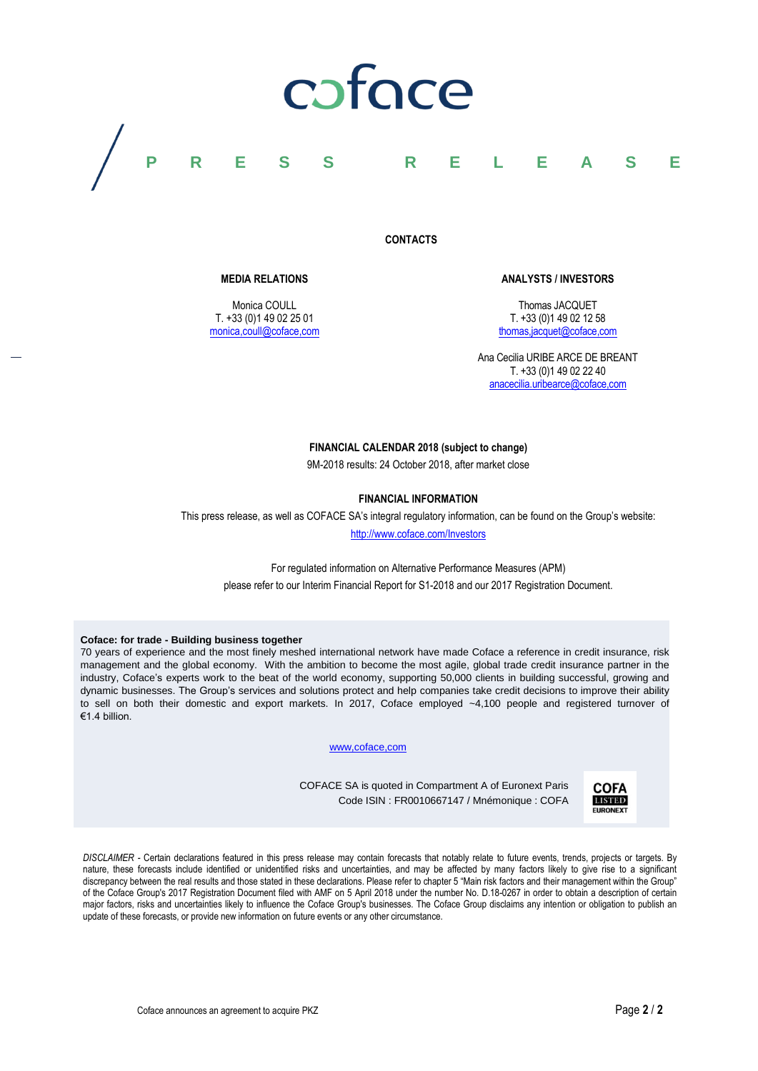# PRESS RELEASE

**CONTACTS**

**MEDIA RELATIONS**

Monica COULL
T. +33 (0)1 49 02 25 01
monica,coull@coface,com

**ANALYSTS / INVESTORS**

Thomas JACQUET
T. +33 (0)1 49 02 12 58
thomas.jacquet@coface,com

Ana Cecilia URIBE ARCE DE BREANT
T. +33 (0)1 49 02 22 40
anacecilia.uribearce@coface,com

**FINANCIAL CALENDAR 2018 (subject to change)**

9M-2018 results: 24 October 2018, after market close

**FINANCIAL INFORMATION**

This press release, as well as COFACE SA's integral regulatory information, can be found on the Group's website:

http://www.coface.com/Investors

For regulated information on Alternative Performance Measures (APM)
please refer to our Interim Financial Report for S1-2018 and our 2017 Registration Document.

**Coface: for trade - Building business together**

70 years of experience and the most finely meshed international network have made Coface a reference in credit insurance, risk management and the global economy. With the ambition to become the most agile, global trade credit insurance partner in the industry, Coface's experts work to the beat of the world economy, supporting 50,000 clients in building successful, growing and dynamic businesses. The Group's services and solutions protect and help companies take credit decisions to improve their ability to sell on both their domestic and export markets. In 2017, Coface employed ~4,100 people and registered turnover of €1.4 billion.

www,coface,com

COFACE SA is quoted in Compartment A of Euronext Paris
Code ISIN : FR0010667147 / Mnémonique : COFA

COFA LISTED EURONEXT

*DISCLAIMER* - Certain declarations featured in this press release may contain forecasts that notably relate to future events, trends, projects or targets. By nature, these forecasts include identified or unidentified risks and uncertainties, and may be affected by many factors likely to give rise to a significant discrepancy between the real results and those stated in these declarations. Please refer to chapter 5 "Main risk factors and their management within the Group" of the Coface Group's 2017 Registration Document filed with AMF on 5 April 2018 under the number No. D.18-0267 in order to obtain a description of certain major factors, risks and uncertainties likely to influence the Coface Group's businesses. The Coface Group disclaims any intention or obligation to publish an update of these forecasts, or provide new information on future events or any other circumstance.